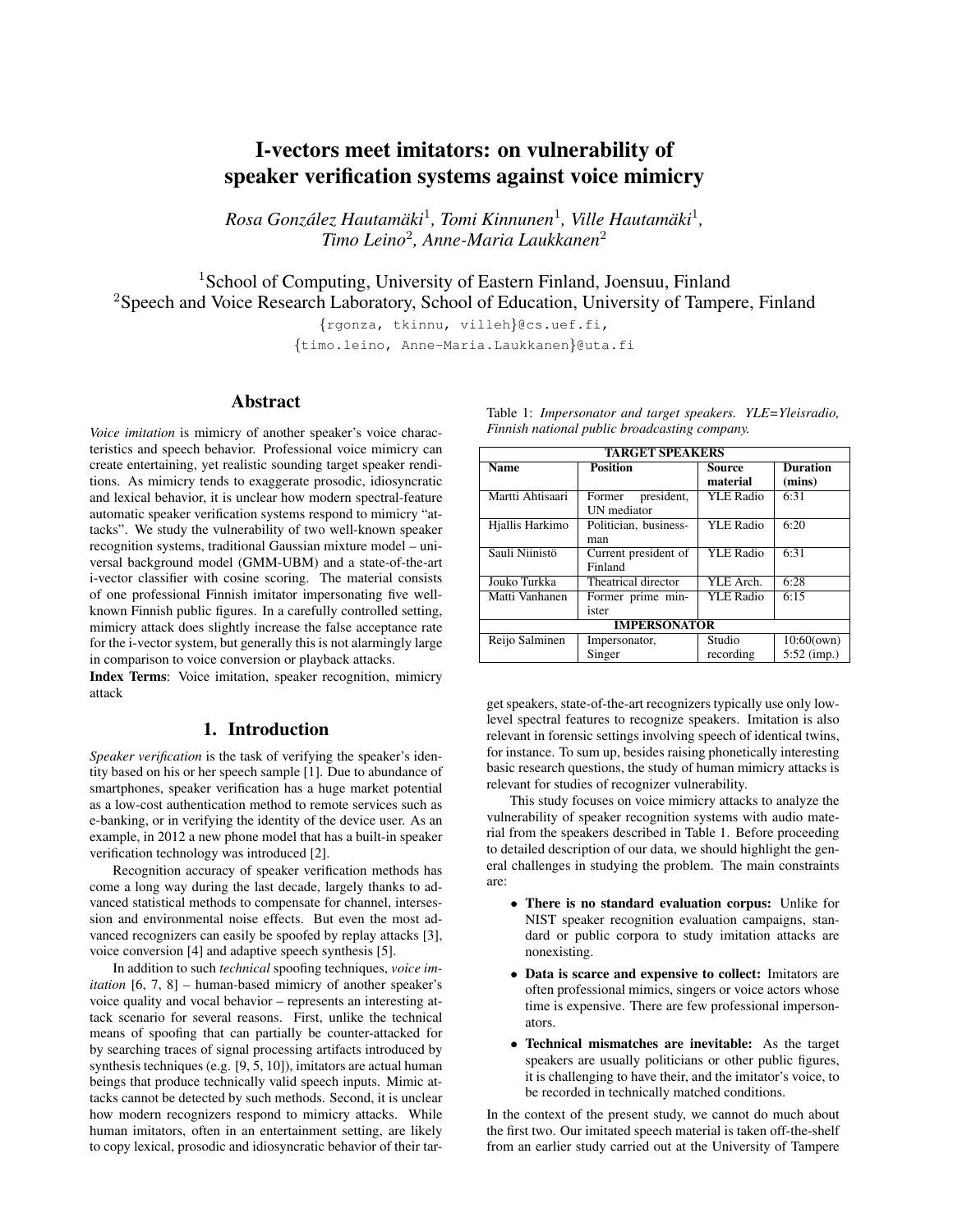# I-vectors meet imitators: on vulnerability of speaker verification systems against voice mimicry

*Rosa González Hautamäki*[1], *Tomi Kinnunen*[1], *Ville Hautamäki*[1], *Timo Leino*[2], *Anne-Maria Laukkanen*[2]

[1]School of Computing, University of Eastern Finland, Joensuu, Finland
[2]Speech and Voice Research Laboratory, School of Education, University of Tampere, Finland

{rgonza, tkinnu, villeh}@cs.uef.fi,
{timo.leino, Anne-Maria.Laukkanen}@uta.fi

## Abstract

*Voice imitation* is mimicry of another speaker's voice characteristics and speech behavior. Professional voice mimicry can create entertaining, yet realistic sounding target speaker renditions. As mimicry tends to exaggerate prosodic, idiosyncratic and lexical behavior, it is unclear how modern spectral-feature automatic speaker verification systems respond to mimicry "attacks". We study the vulnerability of two well-known speaker recognition systems, traditional Gaussian mixture model – universal background model (GMM-UBM) and a state-of-the-art i-vector classifier with cosine scoring. The material consists of one professional Finnish imitator impersonating five well-known Finnish public figures. In a carefully controlled setting, mimicry attack does slightly increase the false acceptance rate for the i-vector system, but generally this is not alarmingly large in comparison to voice conversion or playback attacks.

**Index Terms**: Voice imitation, speaker recognition, mimicry attack

## 1. Introduction

*Speaker verification* is the task of verifying the speaker's identity based on his or her speech sample [1]. Due to abundance of smartphones, speaker verification has a huge market potential as a low-cost authentication method to remote services such as e-banking, or in verifying the identity of the device user. As an example, in 2012 a new phone model that has a built-in speaker verification technology was introduced [2].

Recognition accuracy of speaker verification methods has come a long way during the last decade, largely thanks to advanced statistical methods to compensate for channel, intersession and environmental noise effects. But even the most advanced recognizers can easily be spoofed by replay attacks [3], voice conversion [4] and adaptive speech synthesis [5].

In addition to such *technical* spoofing techniques, *voice imitation* [6, 7, 8] – human-based mimicry of another speaker's voice quality and vocal behavior – represents an interesting attack scenario for several reasons. First, unlike the technical means of spoofing that can partially be counter-attacked for by searching traces of signal processing artifacts introduced by synthesis techniques (e.g. [9, 5, 10]), imitators are actual human beings that produce technically valid speech inputs. Mimic attacks cannot be detected by such methods. Second, it is unclear how modern recognizers respond to mimicry attacks. While human imitators, often in an entertainment setting, are likely to copy lexical, prosodic and idiosyncratic behavior of their target speakers, state-of-the-art recognizers typically use only low-level spectral features to recognize speakers. Imitation is also relevant in forensic settings involving speech of identical twins, for instance. To sum up, besides raising phonetically interesting basic research questions, the study of human mimicry attacks is relevant for studies of recognizer vulnerability.

Table 1: *Impersonator and target speakers. YLE=Yleisradio, Finnish national public broadcasting company.*

| TARGET SPEAKERS | | | |
|---|---|---|---|
| **Name** | **Position** | **Source material** | **Duration (mins)** |
| Martti Ahtisaari | Former president, UN mediator | YLE Radio | 6:31 |
| Hjallis Harkimo | Politician, business-man | YLE Radio | 6:20 |
| Sauli Niinistö | Current president of Finland | YLE Radio | 6:31 |
| Jouko Turkka | Theatrical director | YLE Arch. | 6:28 |
| Matti Vanhanen | Former prime minister | YLE Radio | 6:15 |
| **IMPERSONATOR** | | | |
| Reijo Salminen | Impersonator, Singer | Studio recording | 10:60(own) 5:52 (imp.) |

This study focuses on voice mimicry attacks to analyze the vulnerability of speaker recognition systems with audio material from the speakers described in Table 1. Before proceeding to detailed description of our data, we should highlight the general challenges in studying the problem. The main constraints are:

- **There is no standard evaluation corpus:** Unlike for NIST speaker recognition evaluation campaigns, standard or public corpora to study imitation attacks are nonexisting.
- **Data is scarce and expensive to collect:** Imitators are often professional mimics, singers or voice actors whose time is expensive. There are few professional impersonators.
- **Technical mismatches are inevitable:** As the target speakers are usually politicians or other public figures, it is challenging to have their, and the imitator's voice, to be recorded in technically matched conditions.

In the context of the present study, we cannot do much about the first two. Our imitated speech material is taken off-the-shelf from an earlier study carried out at the University of Tampere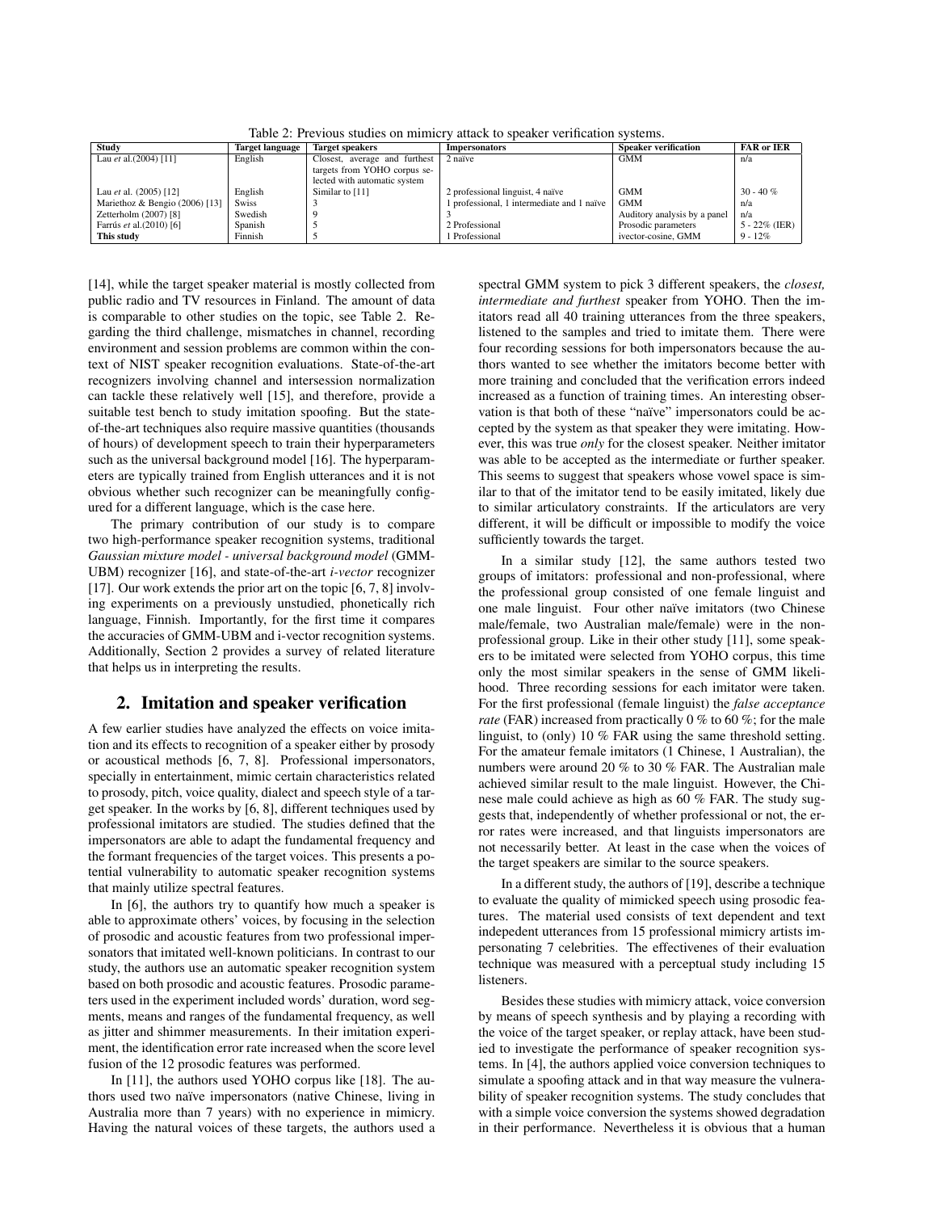Table 2: Previous studies on mimicry attack to speaker verification systems.

| Study | Target language | Target speakers | Impersonators | Speaker verification | FAR or IER |
|---|---|---|---|---|---|
| Lau *et al.*(2004) [11] | English | Closest, average and furthest targets from YOHO corpus selected with automatic system | 2 naïve | GMM | n/a |
| Lau *et al.* (2005) [12] | English | Similar to [11] | 2 professional linguist, 4 naïve | GMM | 30 - 40 % |
| Mariethoz & Bengio (2006) [13] | Swiss | 3 | 1 professional, 1 intermediate and 1 naïve | GMM | n/a |
| Zetterholm (2007) [8] | Swedish | 9 | 3 | Auditory analysis by a panel | n/a |
| Farrús *et al.*(2010) [6] | Spanish | 5 | 2 Professional | Prosodic parameters | 5 - 22% (IER) |
| **This study** | Finnish | 5 | 1 Professional | ivector-cosine, GMM | 9 - 12% |

[14], while the target speaker material is mostly collected from public radio and TV resources in Finland. The amount of data is comparable to other studies on the topic, see Table 2. Regarding the third challenge, mismatches in channel, recording environment and session problems are common within the context of NIST speaker recognition evaluations. State-of-the-art recognizers involving channel and intersession normalization can tackle these relatively well [15], and therefore, provide a suitable test bench to study imitation spoofing. But the state-of-the-art techniques also require massive quantities (thousands of hours) of development speech to train their hyperparameters such as the universal background model [16]. The hyperparameters are typically trained from English utterances and it is not obvious whether such recognizer can be meaningfully configured for a different language, which is the case here.

The primary contribution of our study is to compare two high-performance speaker recognition systems, traditional *Gaussian mixture model - universal background model* (GMM-UBM) recognizer [16], and state-of-the-art *i-vector* recognizer [17]. Our work extends the prior art on the topic [6, 7, 8] involving experiments on a previously unstudied, phonetically rich language, Finnish. Importantly, for the first time it compares the accuracies of GMM-UBM and i-vector recognition systems. Additionally, Section 2 provides a survey of related literature that helps us in interpreting the results.

## 2. Imitation and speaker verification

A few earlier studies have analyzed the effects on voice imitation and its effects to recognition of a speaker either by prosody or acoustical methods [6, 7, 8]. Professional impersonators, specially in entertainment, mimic certain characteristics related to prosody, pitch, voice quality, dialect and speech style of a target speaker. In the works by [6, 8], different techniques used by professional imitators are studied. The studies defined that the impersonators are able to adapt the fundamental frequency and the formant frequencies of the target voices. This presents a potential vulnerability to automatic speaker recognition systems that mainly utilize spectral features.

In [6], the authors try to quantify how much a speaker is able to approximate others' voices, by focusing in the selection of prosodic and acoustic features from two professional impersonators that imitated well-known politicians. In contrast to our study, the authors use an automatic speaker recognition system based on both prosodic and acoustic features. Prosodic parameters used in the experiment included words' duration, word segments, means and ranges of the fundamental frequency, as well as jitter and shimmer measurements. In their imitation experiment, the identification error rate increased when the score level fusion of the 12 prosodic features was performed.

In [11], the authors used YOHO corpus like [18]. The authors used two naïve impersonators (native Chinese, living in Australia more than 7 years) with no experience in mimicry. Having the natural voices of these targets, the authors used a spectral GMM system to pick 3 different speakers, the *closest, intermediate and furthest* speaker from YOHO. Then the imitators read all 40 training utterances from the three speakers, listened to the samples and tried to imitate them. There were four recording sessions for both impersonators because the authors wanted to see whether the imitators become better with more training and concluded that the verification errors indeed increased as a function of training times. An interesting observation is that both of these "naïve" impersonators could be accepted by the system as that speaker they were imitating. However, this was true *only* for the closest speaker. Neither imitator was able to be accepted as the intermediate or further speaker. This seems to suggest that speakers whose vowel space is similar to that of the imitator tend to be easily imitated, likely due to similar articulatory constraints. If the articulators are very different, it will be difficult or impossible to modify the voice sufficiently towards the target.

In a similar study [12], the same authors tested two groups of imitators: professional and non-professional, where the professional group consisted of one female linguist and one male linguist. Four other naïve imitators (two Chinese male/female, two Australian male/female) were in the non-professional group. Like in their other study [11], some speakers to be imitated were selected from YOHO corpus, this time only the most similar speakers in the sense of GMM likelihood. Three recording sessions for each imitator were taken. For the first professional (female linguist) the *false acceptance rate* (FAR) increased from practically 0 % to 60 %; for the male linguist, to (only) 10 % FAR using the same threshold setting. For the amateur female imitators (1 Chinese, 1 Australian), the numbers were around 20 % to 30 % FAR. The Australian male achieved similar result to the male linguist. However, the Chinese male could achieve as high as 60 % FAR. The study suggests that, independently of whether professional or not, the error rates were increased, and that linguists impersonators are not necessarily better. At least in the case when the voices of the target speakers are similar to the source speakers.

In a different study, the authors of [19], describe a technique to evaluate the quality of mimicked speech using prosodic features. The material used consists of text dependent and text indepedent utterances from 15 professional mimicry artists impersonating 7 celebrities. The effectivenes of their evaluation technique was measured with a perceptual study including 15 listeners.

Besides these studies with mimicry attack, voice conversion by means of speech synthesis and by playing a recording with the voice of the target speaker, or replay attack, have been studied to investigate the performance of speaker recognition systems. In [4], the authors applied voice conversion techniques to simulate a spoofing attack and in that way measure the vulnerability of speaker recognition systems. The study concludes that with a simple voice conversion the systems showed degradation in their performance. Nevertheless it is obvious that a human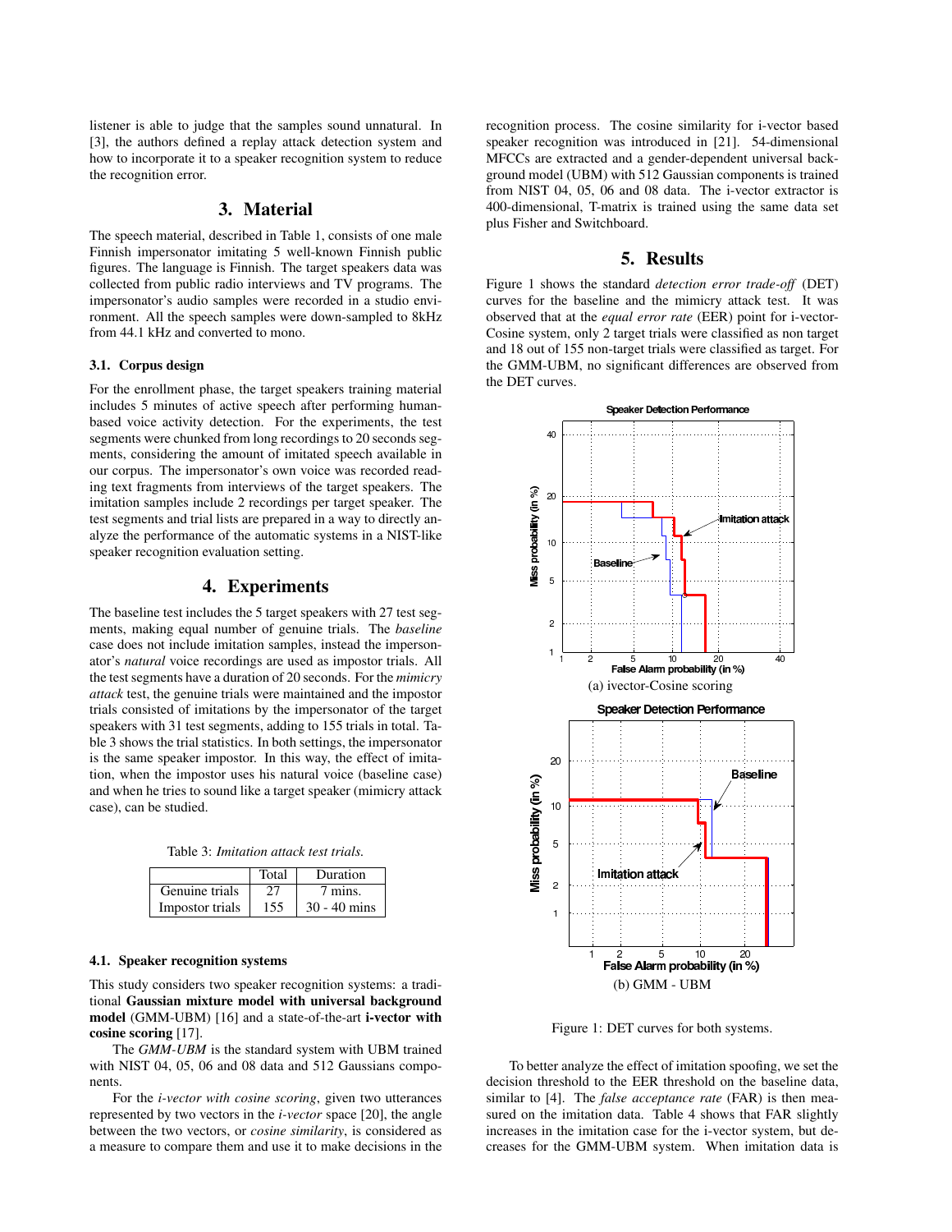listener is able to judge that the samples sound unnatural. In [3], the authors defined a replay attack detection system and how to incorporate it to a speaker recognition system to reduce the recognition error.

## 3. Material

The speech material, described in Table 1, consists of one male Finnish impersonator imitating 5 well-known Finnish public figures. The language is Finnish. The target speakers data was collected from public radio interviews and TV programs. The impersonator's audio samples were recorded in a studio environment. All the speech samples were down-sampled to 8kHz from 44.1 kHz and converted to mono.

### 3.1. Corpus design

For the enrollment phase, the target speakers training material includes 5 minutes of active speech after performing human-based voice activity detection. For the experiments, the test segments were chunked from long recordings to 20 seconds segments, considering the amount of imitated speech available in our corpus. The impersonator's own voice was recorded reading text fragments from interviews of the target speakers. The imitation samples include 2 recordings per target speaker. The test segments and trial lists are prepared in a way to directly analyze the performance of the automatic systems in a NIST-like speaker recognition evaluation setting.

## 4. Experiments

The baseline test includes the 5 target speakers with 27 test segments, making equal number of genuine trials. The *baseline* case does not include imitation samples, instead the impersonator's *natural* voice recordings are used as impostor trials. All the test segments have a duration of 20 seconds. For the *mimicry attack* test, the genuine trials were maintained and the impostor trials consisted of imitations by the impersonator of the target speakers with 31 test segments, adding to 155 trials in total. Table 3 shows the trial statistics. In both settings, the impersonator is the same speaker impostor. In this way, the effect of imitation, when the impostor uses his natural voice (baseline case) and when he tries to sound like a target speaker (mimicry attack case), can be studied.

Table 3: *Imitation attack test trials.*

| | Total | Duration |
|---|---|---|
| Genuine trials | 27 | 7 mins. |
| Impostor trials | 155 | 30 - 40 mins |

### 4.1. Speaker recognition systems

This study considers two speaker recognition systems: a traditional **Gaussian mixture model with universal background model** (GMM-UBM) [16] and a state-of-the-art **i-vector with cosine scoring** [17].

The *GMM-UBM* is the standard system with UBM trained with NIST 04, 05, 06 and 08 data and 512 Gaussians components.

For the *i-vector with cosine scoring*, given two utterances represented by two vectors in the *i-vector* space [20], the angle between the two vectors, or *cosine similarity*, is considered as a measure to compare them and use it to make decisions in the recognition process. The cosine similarity for i-vector based speaker recognition was introduced in [21]. 54-dimensional MFCCs are extracted and a gender-dependent universal background model (UBM) with 512 Gaussian components is trained from NIST 04, 05, 06 and 08 data. The i-vector extractor is 400-dimensional, T-matrix is trained using the same data set plus Fisher and Switchboard.

## 5. Results

Figure 1 shows the standard *detection error trade-off* (DET) curves for the baseline and the mimicry attack test. It was observed that at the *equal error rate* (EER) point for i-vector-Cosine system, only 2 target trials were classified as non target and 18 out of 155 non-target trials were classified as target. For the GMM-UBM, no significant differences are observed from the DET curves.

(a) ivector-Cosine scoring

(b) GMM - UBM

Figure 1: DET curves for both systems.

To better analyze the effect of imitation spoofing, we set the decision threshold to the EER threshold on the baseline data, similar to [4]. The *false acceptance rate* (FAR) is then measured on the imitation data. Table 4 shows that FAR slightly increases in the imitation case for the i-vector system, but decreases for the GMM-UBM system. When imitation data is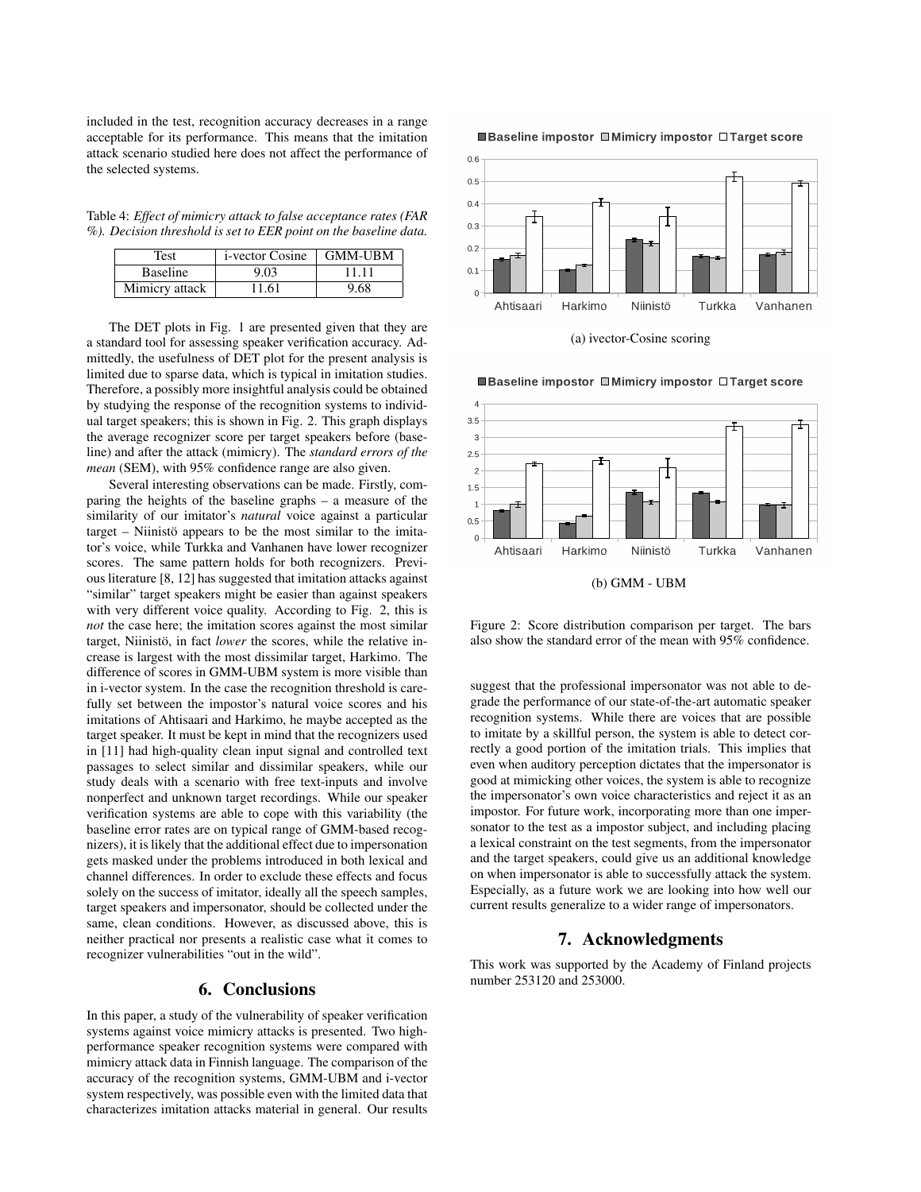included in the test, recognition accuracy decreases in a range acceptable for its performance. This means that the imitation attack scenario studied here does not affect the performance of the selected systems.

Table 4: *Effect of mimicry attack to false acceptance rates (FAR %). Decision threshold is set to EER point on the baseline data.*

| Test | i-vector Cosine | GMM-UBM |
|---|---|---|
| Baseline | 9.03 | 11.11 |
| Mimicry attack | 11.61 | 9.68 |

The DET plots in Fig. 1 are presented given that they are a standard tool for assessing speaker verification accuracy. Admittedly, the usefulness of DET plot for the present analysis is limited due to sparse data, which is typical in imitation studies. Therefore, a possibly more insightful analysis could be obtained by studying the response of the recognition systems to individual target speakers; this is shown in Fig. 2. This graph displays the average recognizer score per target speakers before (baseline) and after the attack (mimicry). The *standard errors of the mean* (SEM), with 95% confidence range are also given.

Several interesting observations can be made. Firstly, comparing the heights of the baseline graphs – a measure of the similarity of our imitator's *natural* voice against a particular target – Niinistö appears to be the most similar to the imitator's voice, while Turkka and Vanhanen have lower recognizer scores. The same pattern holds for both recognizers. Previous literature [8, 12] has suggested that imitation attacks against "similar" target speakers might be easier than against speakers with very different voice quality. According to Fig. 2, this is *not* the case here; the imitation scores against the most similar target, Niinistö, in fact *lower* the scores, while the relative increase is largest with the most dissimilar target, Harkimo. The difference of scores in GMM-UBM system is more visible than in i-vector system. In the case the recognition threshold is carefully set between the impostor's natural voice scores and his imitations of Ahtisaari and Harkimo, he maybe accepted as the target speaker. It must be kept in mind that the recognizers used in [11] had high-quality clean input signal and controlled text passages to select similar and dissimilar speakers, while our study deals with a scenario with free text-inputs and involve nonperfect and unknown target recordings. While our speaker verification systems are able to cope with this variability (the baseline error rates are on typical range of GMM-based recognizers), it is likely that the additional effect due to impersonation gets masked under the problems introduced in both lexical and channel differences. In order to exclude these effects and focus solely on the success of imitator, ideally all the speech samples, target speakers and impersonator, should be collected under the same, clean conditions. However, as discussed above, this is neither practical nor presents a realistic case what it comes to recognizer vulnerabilities "out in the wild".

(a) ivector-Cosine scoring

(b) GMM - UBM

Figure 2: Score distribution comparison per target. The bars also show the standard error of the mean with 95% confidence.

## 6. Conclusions

In this paper, a study of the vulnerability of speaker verification systems against voice mimicry attacks is presented. Two high-performance speaker recognition systems were compared with mimicry attack data in Finnish language. The comparison of the accuracy of the recognition systems, GMM-UBM and i-vector system respectively, was possible even with the limited data that characterizes imitation attacks material in general. Our results suggest that the professional impersonator was not able to degrade the performance of our state-of-the-art automatic speaker recognition systems. While there are voices that are possible to imitate by a skillful person, the system is able to detect correctly a good portion of the imitation trials. This implies that even when auditory perception dictates that the impersonator is good at mimicking other voices, the system is able to recognize the impersonator's own voice characteristics and reject it as an impostor. For future work, incorporating more than one impersonator to the test as a impostor subject, and including placing a lexical constraint on the test segments, from the impersonator and the target speakers, could give us an additional knowledge on when impersonator is able to successfully attack the system. Especially, as a future work we are looking into how well our current results generalize to a wider range of impersonators.

## 7. Acknowledgments

This work was supported by the Academy of Finland projects number 253120 and 253000.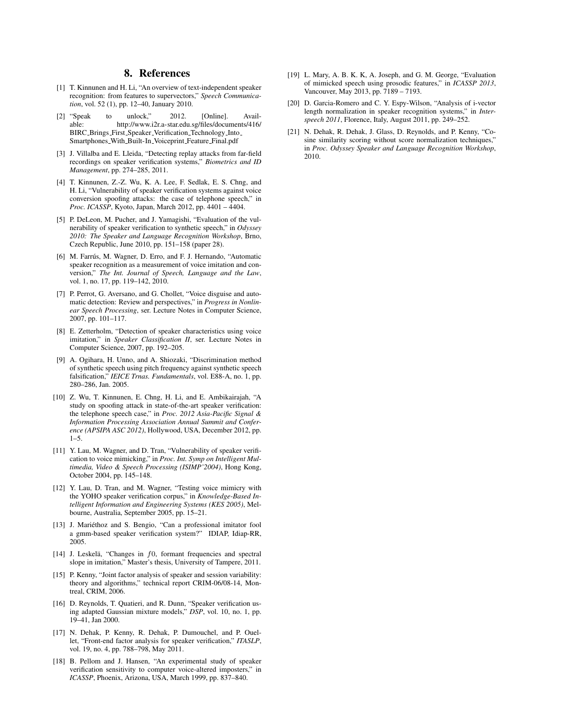## 8. References

[1] T. Kinnunen and H. Li, "An overview of text-independent speaker recognition: from features to supervectors," *Speech Communication*, vol. 52 (1), pp. 12–40, January 2010.

[2] "Speak to unlock," 2012. [Online]. Available: http://www.i2r.a-star.edu.sg/files/documents/416/BIRC_Brings_First_Speaker_Verification_Technology_Into_Smartphones_With_Built-In_Voiceprint_Feature_Final.pdf

[3] J. Villalba and E. Lleida, "Detecting replay attacks from far-field recordings on speaker verification systems," *Biometrics and ID Management*, pp. 274–285, 2011.

[4] T. Kinnunen, Z.-Z. Wu, K. A. Lee, F. Sedlak, E. S. Chng, and H. Li, "Vulnerability of speaker verification systems against voice conversion spoofing attacks: the case of telephone speech," in *Proc. ICASSP*, Kyoto, Japan, March 2012, pp. 4401 – 4404.

[5] P. DeLeon, M. Pucher, and J. Yamagishi, "Evaluation of the vulnerability of speaker verification to synthetic speech," in *Odyssey 2010: The Speaker and Language Recognition Workshop*, Brno, Czech Republic, June 2010, pp. 151–158 (paper 28).

[6] M. Farrús, M. Wagner, D. Erro, and F. J. Hernando, "Automatic speaker recognition as a measurement of voice imitation and conversion," *The Int. Journal of Speech, Language and the Law*, vol. 1, no. 17, pp. 119–142, 2010.

[7] P. Perrot, G. Aversano, and G. Chollet, "Voice disguise and automatic detection: Review and perspectives," in *Progress in Nonlinear Speech Processing*, ser. Lecture Notes in Computer Science, 2007, pp. 101–117.

[8] E. Zetterholm, "Detection of speaker characteristics using voice imitation," in *Speaker Classification II*, ser. Lecture Notes in Computer Science, 2007, pp. 192–205.

[9] A. Ogihara, H. Unno, and A. Shiozaki, "Discrimination method of synthetic speech using pitch frequency against synthetic speech falsification," *IEICE Trnas. Fundamentals*, vol. E88-A, no. 1, pp. 280–286, Jan. 2005.

[10] Z. Wu, T. Kinnunen, E. Chng, H. Li, and E. Ambikairajah, "A study on spoofing attack in state-of-the-art speaker verification: the telephone speech case," in *Proc. 2012 Asia-Pacific Signal & Information Processing Association Annual Summit and Conference (APSIPA ASC 2012)*, Hollywood, USA, December 2012, pp. 1–5.

[11] Y. Lau, M. Wagner, and D. Tran, "Vulnerability of speaker verification to voice mimicking," in *Proc. Int. Symp on Intelligent Multimedia, Video & Speech Processing (ISIMP'2004)*, Hong Kong, October 2004, pp. 145–148.

[12] Y. Lau, D. Tran, and M. Wagner, "Testing voice mimicry with the YOHO speaker verification corpus," in *Knowledge-Based Intelligent Information and Engineering Systems (KES 2005)*, Melbourne, Australia, September 2005, pp. 15–21.

[13] J. Mariéthoz and S. Bengio, "Can a professional imitator fool a gmm-based speaker verification system?" IDIAP, Idiap-RR, 2005.

[14] J. Leskelä, "Changes in $f0$, formant frequencies and spectral slope in imitation," Master's thesis, University of Tampere, 2011.

[15] P. Kenny, "Joint factor analysis of speaker and session variability: theory and algorithms," technical report CRIM-06/08-14, Montreal, CRIM, 2006.

[16] D. Reynolds, T. Quatieri, and R. Dunn, "Speaker verification using adapted Gaussian mixture models," *DSP*, vol. 10, no. 1, pp. 19–41, Jan 2000.

[17] N. Dehak, P. Kenny, R. Dehak, P. Dumouchel, and P. Ouellet, "Front-end factor analysis for speaker verification," *ITASLP*, vol. 19, no. 4, pp. 788–798, May 2011.

[18] B. Pellom and J. Hansen, "An experimental study of speaker verification sensitivity to computer voice-altered imposters," in *ICASSP*, Phoenix, Arizona, USA, March 1999, pp. 837–840.

[19] L. Mary, A. B. K. K, A. Joseph, and G. M. George, "Evaluation of mimicked speech using prosodic features," in *ICASSP 2013*, Vancouver, May 2013, pp. 7189 – 7193.

[20] D. Garcia-Romero and C. Y. Espy-Wilson, "Analysis of i-vector length normalization in speaker recognition systems," in *Interspeech 2011*, Florence, Italy, August 2011, pp. 249–252.

[21] N. Dehak, R. Dehak, J. Glass, D. Reynolds, and P. Kenny, "Cosine similarity scoring without score normalization techniques," in *Proc. Odyssey Speaker and Language Recognition Workshop*, 2010.